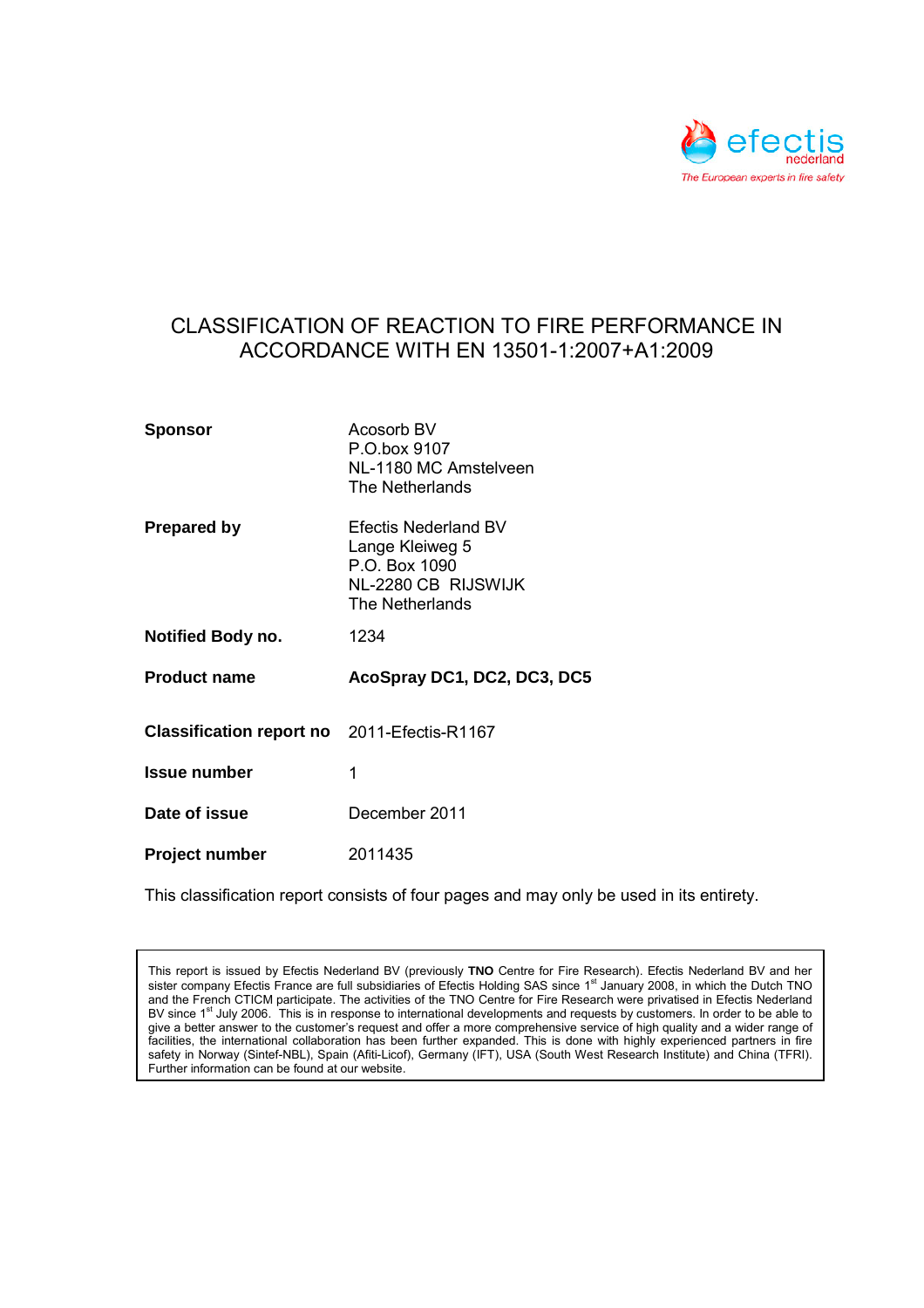efectis nederland

*The European experts in fire safety*

# CLASSIFICATION OF REACTION TO FIRE PERFORMANCE IN ACCORDANCE WITH EN 13501-1:2007+A1:2009

| | |
|---|---|
| **Sponsor** | Acosorb BV<br>P.O.box 9107<br>NL-1180 MC Amstelveen<br>The Netherlands |
| **Prepared by** | Efectis Nederland BV<br>Lange Kleiweg 5<br>P.O. Box 1090<br>NL-2280 CB RIJSWIJK<br>The Netherlands |
| **Notified Body no.** | 1234 |
| **Product name** | **AcoSpray DC1, DC2, DC3, DC5** |
| **Classification report no** | 2011-Efectis-R1167 |
| **Issue number** | 1 |
| **Date of issue** | December 2011 |
| **Project number** | 2011435 |

This classification report consists of four pages and may only be used in its entirety.

> This report is issued by Efectis Nederland BV (previously **TNO** Centre for Fire Research). Efectis Nederland BV and her sister company Efectis France are full subsidiaries of Efectis Holding SAS since 1st January 2008, in which the Dutch TNO and the French CTICM participate. The activities of the TNO Centre for Fire Research were privatised in Efectis Nederland BV since 1st July 2006. This is in response to international developments and requests by customers. In order to be able to give a better answer to the customer's request and offer a more comprehensive service of high quality and a wider range of facilities, the international collaboration has been further expanded. This is done with highly experienced partners in fire safety in Norway (Sintef-NBL), Spain (Afiti-Licof), Germany (IFT), USA (South West Research Institute) and China (TFRI). Further information can be found at our website.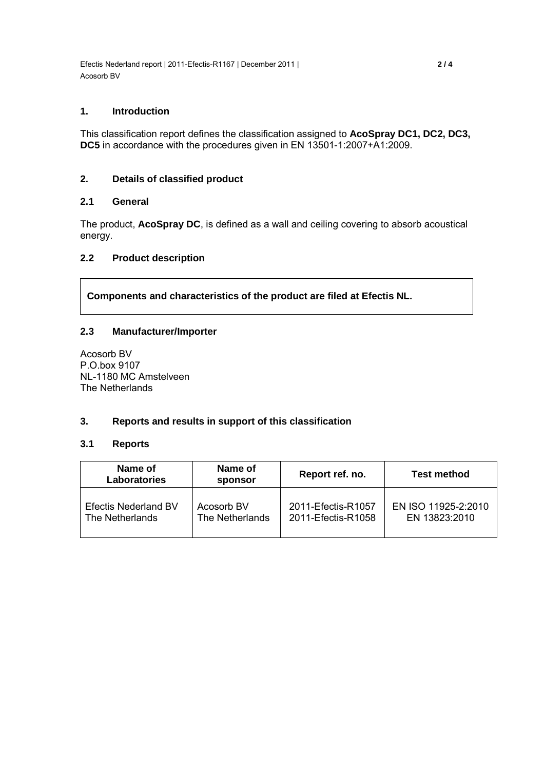## 1. Introduction

This classification report defines the classification assigned to **AcoSpray DC1, DC2, DC3, DC5** in accordance with the procedures given in EN 13501-1:2007+A1:2009.

## 2. Details of classified product

### 2.1 General

The product, **AcoSpray DC**, is defined as a wall and ceiling covering to absorb acoustical energy.

### 2.2 Product description

**Components and characteristics of the product are filed at Efectis NL.**

### 2.3 Manufacturer/Importer

Acosorb BV
P.O.box 9107
NL-1180 MC Amstelveen
The Netherlands

## 3. Reports and results in support of this classification

### 3.1 Reports

| Name of Laboratories | Name of sponsor | Report ref. no. | Test method |
|---|---|---|---|
| Efectis Nederland BV<br>The Netherlands | Acosorb BV<br>The Netherlands | 2011-Efectis-R1057<br>2011-Efectis-R1058 | EN ISO 11925-2:2010<br>EN 13823:2010 |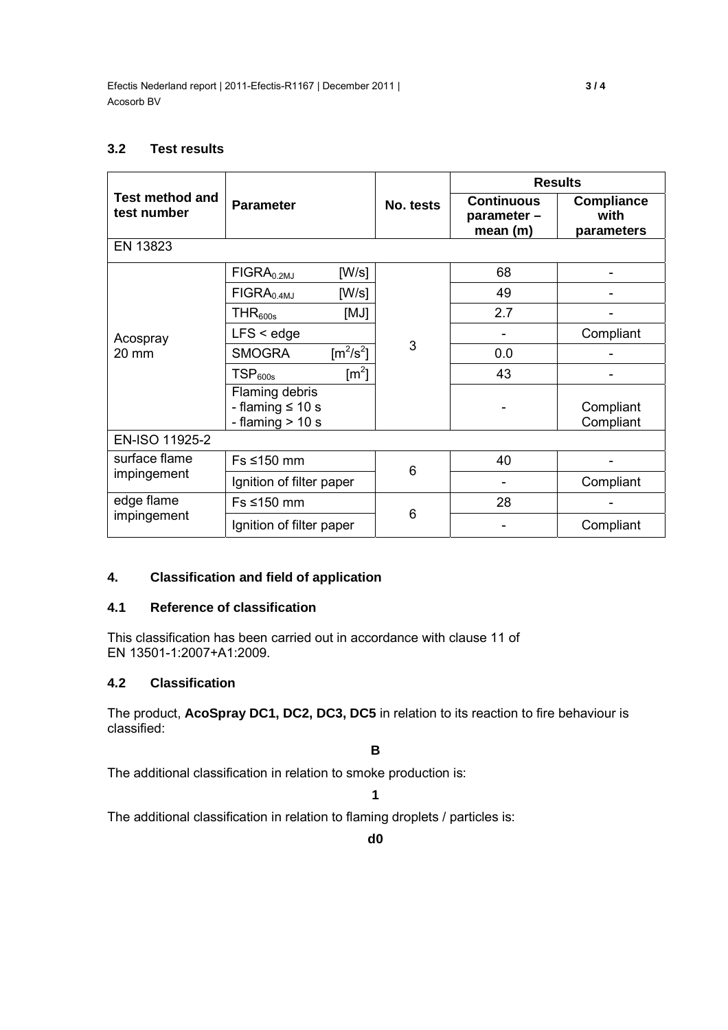## 3.2 Test results

| Test method and test number | Parameter | No. tests | Results | |
|---|---|---|---|---|
| | | | Continuous parameter – mean (m) | Compliance with parameters |
| EN 13823 | | | | |
| Acospray 20 mm | $FIGRA_{0.2MJ}$ [W/s] | 3 | 68 | - |
| | $FIGRA_{0.4MJ}$ [W/s] | | 49 | - |
| | $THR_{600s}$ [MJ] | | 2.7 | - |
| | LFS < edge | | - | Compliant |
| | SMOGRA [$m^2/s^2$] | | 0.0 | - |
| | $TSP_{600s}$ [$m^2$] | | 43 | - |
| | Flaming debris<br>- flaming ≤ 10 s<br>- flaming > 10 s | | - | Compliant<br>Compliant |
| EN-ISO 11925-2 | | | | |
| surface flame impingement | Fs ≤150 mm | 6 | 40 | - |
| | Ignition of filter paper | | - | Compliant |
| edge flame impingement | Fs ≤150 mm | 6 | 28 | - |
| | Ignition of filter paper | | - | Compliant |

## 4. Classification and field of application

### 4.1 Reference of classification

This classification has been carried out in accordance with clause 11 of EN 13501-1:2007+A1:2009.

### 4.2 Classification

The product, **AcoSpray DC1, DC2, DC3, DC5** in relation to its reaction to fire behaviour is classified:

**B**

The additional classification in relation to smoke production is:

**1**

The additional classification in relation to flaming droplets / particles is:

**d0**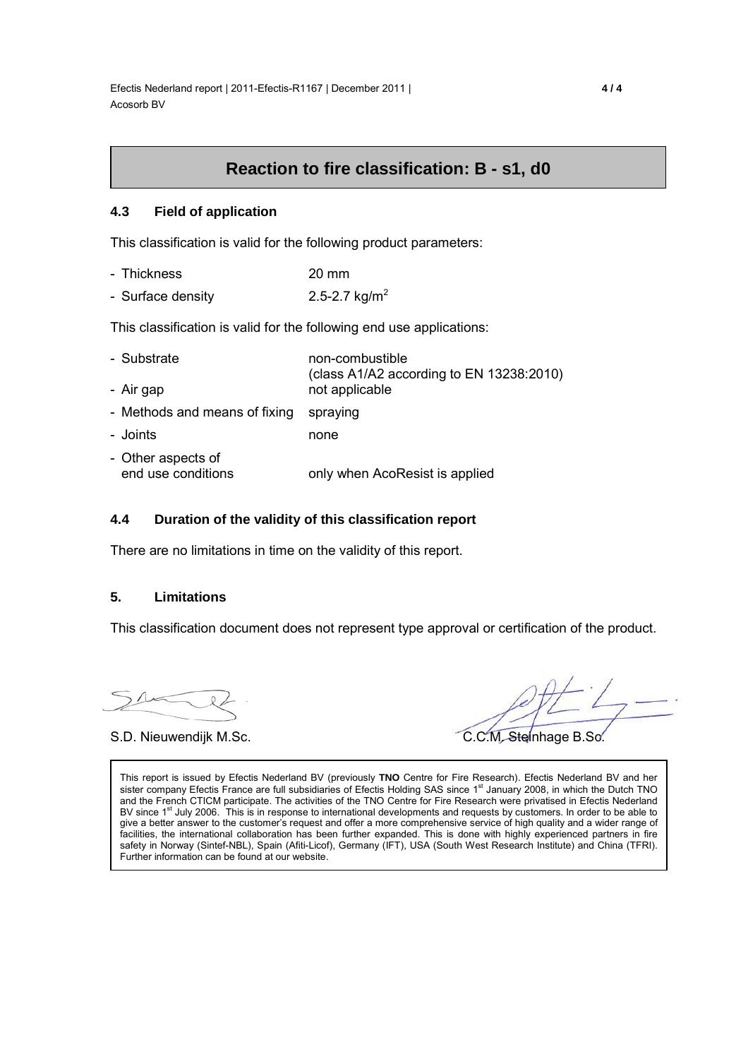## Reaction to fire classification: B - s1, d0

### 4.3 Field of application

This classification is valid for the following product parameters:

- Thickness 20 mm
- Surface density 2.5-2.7 kg/m$^2$

This classification is valid for the following end use applications:

- Substrate non-combustible (class A1/A2 according to EN 13238:2010)
- Air gap not applicable
- Methods and means of fixing spraying
- Joints none
- Other aspects of end use conditions only when AcoResist is applied

### 4.4 Duration of the validity of this classification report

There are no limitations in time on the validity of this report.

### 5. Limitations

This classification document does not represent type approval or certification of the product.

S.D. Nieuwendijk M.Sc. C.C.M. Steinhage B.Sc.

This report is issued by Efectis Nederland BV (previously **TNO** Centre for Fire Research). Efectis Nederland BV and her sister company Efectis France are full subsidiaries of Efectis Holding SAS since 1st January 2008, in which the Dutch TNO and the French CTICM participate. The activities of the TNO Centre for Fire Research were privatised in Efectis Nederland BV since 1st July 2006. This is in response to international developments and requests by customers. In order to be able to give a better answer to the customer's request and offer a more comprehensive service of high quality and a wider range of facilities, the international collaboration has been further expanded. This is done with highly experienced partners in fire safety in Norway (Sintef-NBL), Spain (Afiti-Licof), Germany (IFT), USA (South West Research Institute) and China (TFRI). Further information can be found at our website.